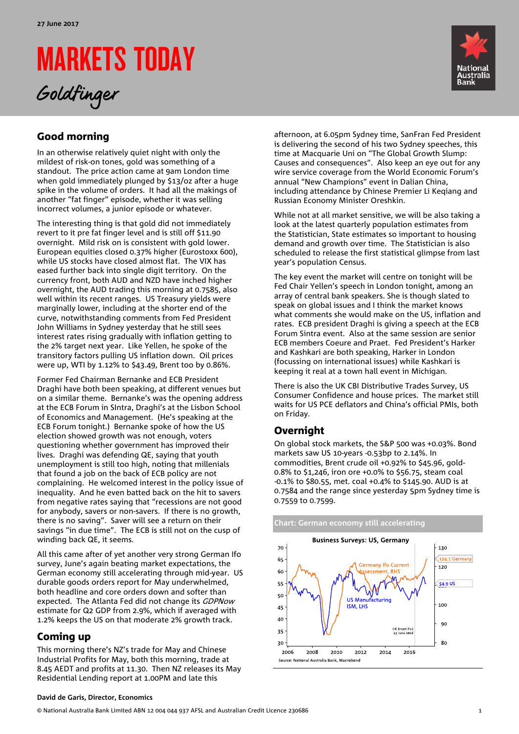27 June 2017

# MARKETS TODAY

*Goldfinger*

## Good morning

In an otherwise relatively quiet night with only the mildest of risk-on tones, gold was something of a standout. The price action came at 9am London time when gold immediately plunged by $13/oz after a huge spike in the volume of orders. It had all the makings of another "fat finger" episode, whether it was selling incorrect volumes, a junior episode or whatever.

The interesting thing is that gold did not immediately revert to it pre fat finger level and is still off $11.90 overnight. Mild risk on is consistent with gold lower. European equities closed 0.37% higher (Eurostoxx 600), while US stocks have closed almost flat. The VIX has eased further back into single digit territory. On the currency front, both AUD and NZD have inched higher overnight, the AUD trading this morning at 0.7585, also well within its recent ranges. US Treasury yields were marginally lower, including at the shorter end of the curve, notwithstanding comments from Fed President John Williams in Sydney yesterday that he still sees interest rates rising gradually with inflation getting to the 2% target next year. Like Yellen, he spoke of the transitory factors pulling US inflation down. Oil prices were up, WTI by 1.12% to $43.49, Brent too by 0.86%.

Former Fed Chairman Bernanke and ECB President Draghi have both been speaking, at different venues but on a similar theme. Bernanke's was the opening address at the ECB Forum in SIntra, Draghi's at the Lisbon School of Economics and Management. (He's speaking at the ECB Forum tonight.) Bernanke spoke of how the US election showed growth was not enough, voters questioning whether government has improved their lives. Draghi was defending QE, saying that youth unemployment is still too high, noting that millenials that found a job on the back of ECB policy are not complaining. He welcomed interest in the policy issue of inequality. And he even batted back on the hit to savers from negative rates saying that "recessions are not good for anybody, savers or non-savers. If there is no growth, there is no saving". Saver will see a return on their savings "in due time". The ECB is still not on the cusp of winding back QE, it seems.

All this came after of yet another very strong German Ifo survey, June's again beating market expectations, the German economy still accelerating through mid-year. US durable goods orders report for May underwhelmed, both headline and core orders down and softer than expected. The Atlanta Fed did not change its *GDPNow* estimate for Q2 GDP from 2.9%, which if averaged with 1.2% keeps the US on that moderate 2% growth track.

## Coming up

This morning there's NZ's trade for May and Chinese Industrial Profits for May, both this morning, trade at 8.45 AEDT and profits at 11.30. Then NZ releases its May Residential Lending report at 1.00PM and late this afternoon, at 6.05pm Sydney time, SanFran Fed President is delivering the second of his two Sydney speeches, this time at Macquarie Uni on "The Global Growth Slump: Causes and consequences". Also keep an eye out for any wire service coverage from the World Economic Forum's annual "New Champions" event in Dalian China, including attendance by Chinese Premier Li Keqiang and Russian Economy Minister Oreshkin.

While not at all market sensitive, we will be also taking a look at the latest quarterly population estimates from the Statistician, State estimates so important to housing demand and growth over time. The Statistician is also scheduled to release the first statistical glimpse from last year's population Census.

The key event the market will centre on tonight will be Fed Chair Yellen's speech in London tonight, among an array of central bank speakers. She is though slated to speak on global issues and I think the market knows what comments she would make on the US, inflation and rates. ECB president Draghi is giving a speech at the ECB Forum Sintra event. Also at the same session are senior ECB members Coeure and Praet. Fed President's Harker and Kashkari are both speaking, Harker in London (focussing on international issues) while Kashkari is keeping it real at a town hall event in Michigan.

There is also the UK CBI Distributive Trades Survey, US Consumer Confidence and house prices. The market still waits for US PCE deflators and China's official PMIs, both on Friday.

## Overnight

On global stock markets, the S&P 500 was +0.03%. Bond markets saw US 10-years -0.53bp to 2.14%. In commodities, Brent crude oil +0.92% to $45.96, gold-0.8% to $1,246, iron ore +0.0% to $56.75, steam coal -0.1% to $80.55, met. coal +0.4% to $145.90. AUD is at 0.7584 and the range since yesterday 5pm Sydney time is 0.7559 to 0.7599.

Chart: German economy still accelerating

Source: National Australia Bank, Macrobond

David de Garis, Director, Economics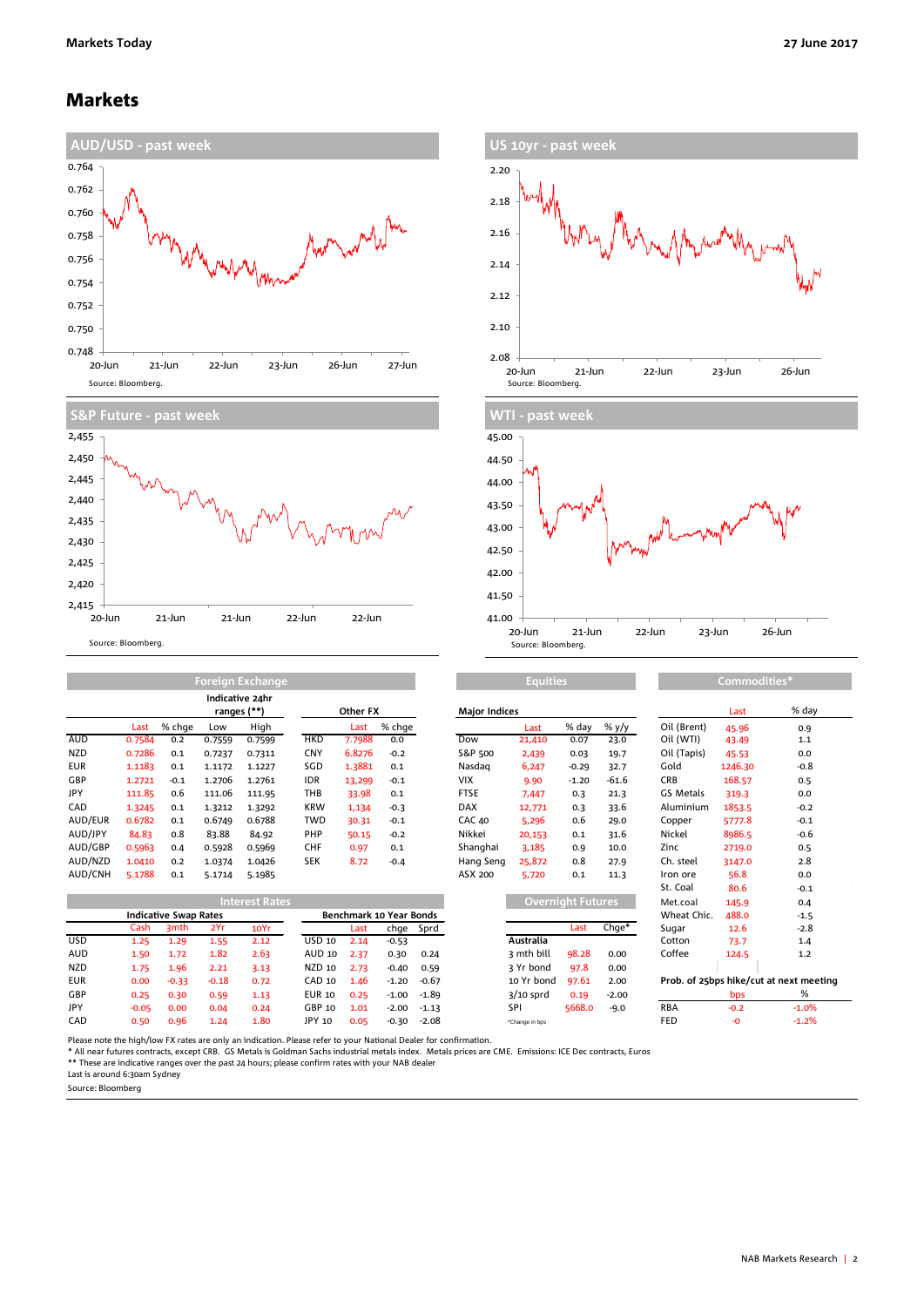# Markets

## AUD/USD - past week

Source: Bloomberg.

## US 10yr - past week

Source: Bloomberg.

## S&P Future - past week

Source: Bloomberg.

## WTI - past week

Source: Bloomberg.

## Foreign Exchange

| | | | Indicative 24hr ranges (**) | | | Other FX | |
|---|---|---|---|---|---|---|---|
| | Last | % chge | Low | High | | Last | % chge |
| AUD | 0.7584 | 0.2 | 0.7559 | 0.7599 | HKD | 7.7988 | 0.0 |
| NZD | 0.7286 | 0.1 | 0.7237 | 0.7311 | CNY | 6.8276 | -0.2 |
| EUR | 1.1183 | 0.1 | 1.1172 | 1.1227 | SGD | 1.3881 | 0.1 |
| GBP | 1.2721 | -0.1 | 1.2706 | 1.2761 | IDR | 13,299 | -0.1 |
| JPY | 111.85 | 0.6 | 111.06 | 111.95 | THB | 33.98 | 0.1 |
| CAD | 1.3245 | 0.1 | 1.3212 | 1.3292 | KRW | 1,134 | -0.3 |
| AUD/EUR | 0.6782 | 0.1 | 0.6749 | 0.6788 | TWD | 30.31 | -0.1 |
| AUD/JPY | 84.83 | 0.8 | 83.88 | 84.92 | PHP | 50.15 | -0.2 |
| AUD/GBP | 0.5963 | 0.4 | 0.5928 | 0.5969 | CHF | 0.97 | 0.1 |
| AUD/NZD | 1.0410 | 0.2 | 1.0374 | 1.0426 | SEK | 8.72 | -0.4 |
| AUD/CNH | 5.1788 | 0.1 | 5.1714 | 5.1985 | | | |

## Equities

| Major Indices | Last | % day | % y/y |
|---|---|---|---|
| Dow | 21,410 | 0.07 | 23.0 |
| S&P 500 | 2,439 | 0.03 | 19.7 |
| Nasdaq | 6,247 | -0.29 | 32.7 |
| VIX | 9.90 | -1.20 | -61.6 |
| FTSE | 7,447 | 0.3 | 21.3 |
| DAX | 12,771 | 0.3 | 33.6 |
| CAC 40 | 5,296 | 0.6 | 29.0 |
| Nikkei | 20,153 | 0.1 | 31.6 |
| Shanghai | 3,185 | 0.9 | 10.0 |
| Hang Seng | 25,872 | 0.8 | 27.9 |
| ASX 200 | 5,720 | 0.1 | 11.3 |

## Commodities*

| | Last | % day |
|---|---|---|
| Oil (Brent) | 45.96 | 0.9 |
| Oil (WTI) | 43.49 | 1.1 |
| Oil (Tapis) | 45.53 | 0.0 |
| Gold | 1246.30 | -0.8 |
| CRB | 168.57 | 0.5 |
| GS Metals | 319.3 | 0.0 |
| Aluminium | 1853.5 | -0.2 |
| Copper | 5777.8 | -0.1 |
| Nickel | 8986.5 | -0.6 |
| Zinc | 2719.0 | 0.5 |
| Ch. steel | 3147.0 | 2.8 |
| Iron ore | 56.8 | 0.0 |
| St. Coal | 80.6 | -0.1 |
| Met.coal | 145.9 | 0.4 |
| Wheat Chic. | 488.0 | -1.5 |
| Sugar | 12.6 | -2.8 |
| Cotton | 73.7 | 1.4 |
| Coffee | 124.5 | 1.2 |

## Interest Rates

| Indicative Swap Rates | | | | | Benchmark 10 Year Bonds | | | |
|---|---|---|---|---|---|---|---|---|
| | Cash | 3mth | 2Yr | 10Yr | | Last | chge | Sprd |
| USD | 1.25 | 1.29 | 1.55 | 2.12 | USD 10 | 2.14 | -0.53 | |
| AUD | 1.50 | 1.72 | 1.82 | 2.63 | AUD 10 | 2.37 | 0.30 | 0.24 |
| NZD | 1.75 | 1.96 | 2.21 | 3.13 | NZD 10 | 2.73 | -0.40 | 0.59 |
| EUR | 0.00 | -0.33 | -0.18 | 0.72 | CAD 10 | 1.46 | -1.20 | -0.67 |
| GBP | 0.25 | 0.30 | 0.59 | 1.13 | EUR 10 | 0.25 | -1.00 | -1.89 |
| JPY | -0.05 | 0.00 | 0.04 | 0.24 | GBP 10 | 1.01 | -2.00 | -1.13 |
| CAD | 0.50 | 0.96 | 1.24 | 1.80 | JPY 10 | 0.05 | -0.30 | -2.08 |

## Overnight Futures

| | Last | Chge* |
|---|---|---|
| Australia | | |
| 3 mth bill | 98.28 | 0.00 |
| 3 Yr bond | 97.8 | 0.00 |
| 10 Yr bond | 97.61 | 2.00 |
| 3/10 sprd | 0.19 | -2.00 |
| SPI | 5668.0 | -9.0 |

*Change in bps

## Prob. of 25bps hike/cut at next meeting

| | bps | % |
|---|---|---|
| RBA | -0.2 | -1.0% |
| FED | -0 | -1.2% |

Please note the high/low FX rates are only an indication. Please refer to your National Dealer for confirmation.
* All near futures contracts, except CRB. GS Metals is Goldman Sachs industrial metals index. Metals prices are CME. Emissions: ICE Dec contracts, Euros
** These are indicative ranges over the past 24 hours; please confirm rates with your NAB dealer
Last is around 6:30am Sydney
Source: Bloomberg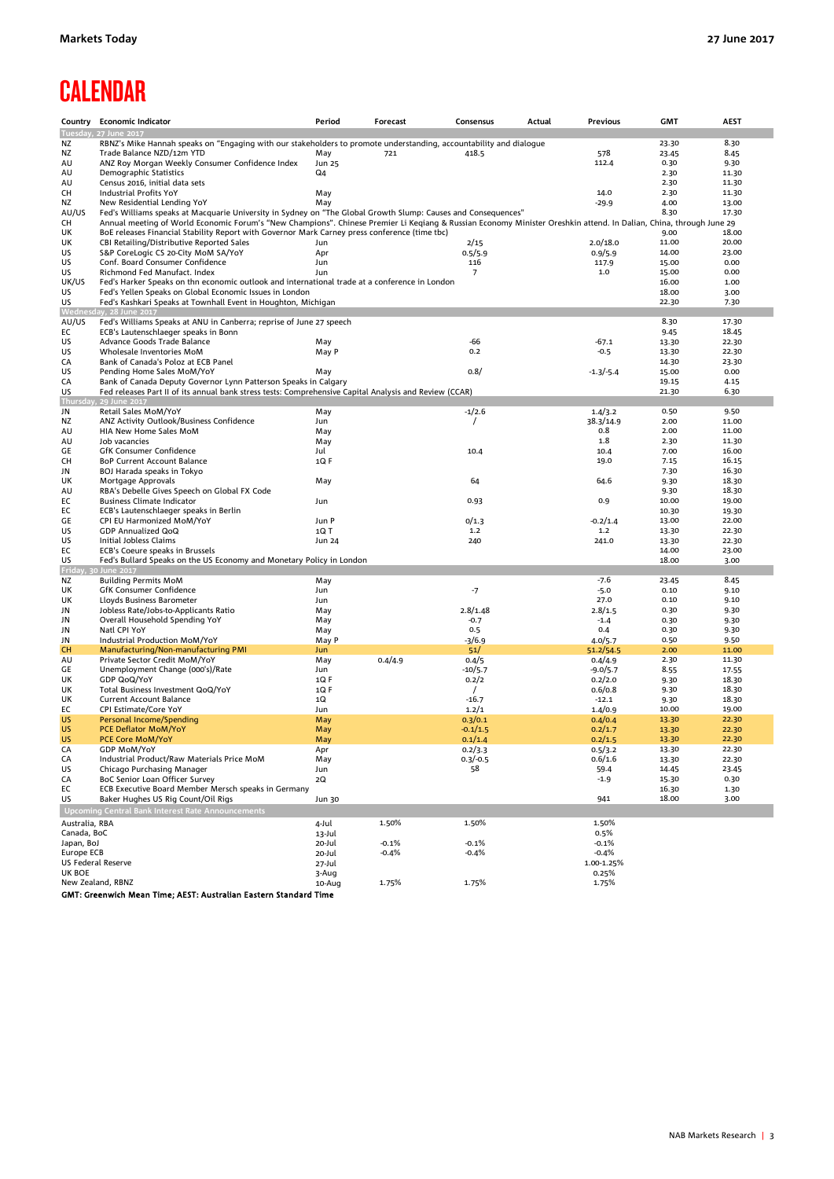# CALENDAR

| Country | Economic Indicator | Period | Forecast | Consensus | Actual | Previous | GMT | AEST |
|---|---|---|---|---|---|---|---|---|
| **Tuesday, 27 June 2017** | | | | | | | | |
| NZ | RBNZ's Mike Hannah speaks on "Engaging with our stakeholders to promote understanding, accountability and dialogue | | | | | | 23.30 | 8.30 |
| NZ | Trade Balance NZD/12m YTD | May | 721 | 418.5 | | 578 | 23.45 | 8.45 |
| AU | ANZ Roy Morgan Weekly Consumer Confidence Index | Jun 25 | | | | 112.4 | 0.30 | 9.30 |
| AU | Demographic Statistics | Q4 | | | | | 2.30 | 11.30 |
| AU | Census 2016, initial data sets | | | | | | 2.30 | 11.30 |
| CH | Industrial Profits YoY | May | | | | 14.0 | 2.30 | 11.30 |
| NZ | New Residential Lending YoY | May | | | | -29.9 | 4.00 | 13.00 |
| AU/US | Fed's Williams speaks at Macquarie University in Sydney on "The Global Growth Slump: Causes and Consequences" | | | | | | 8.30 | 17.30 |
| CH | Annual meeting of World Economic Forum's "New Champions". Chinese Premier Li Keqiang & Russian Economy Minister Oreshkin attend. In Dalian, China, through June 29 | | | | | | | |
| UK | BoE releases Financial Stability Report with Governor Mark Carney press conference (time tbc) | | | | | | 9.00 | 18.00 |
| UK | CBI Retailing/Distributive Reported Sales | Jun | | 2/15 | | 2.0/18.0 | 11.00 | 20.00 |
| US | S&P CoreLogic CS 20-City MoM SA/YoY | Apr | | 0.5/5.9 | | 0.9/5.9 | 14.00 | 23.00 |
| US | Conf. Board Consumer Confidence | Jun | | 116 | | 117.9 | 15.00 | 0.00 |
| US | Richmond Fed Manufact. Index | Jun | | 7 | | 1.0 | 15.00 | 0.00 |
| UK/US | Fed's Harker Speaks on thn economic outlook and international trade at a conference in London | | | | | | 16.00 | 1.00 |
| US | Fed's Yellen Speaks on Global Economic Issues in London | | | | | | 18.00 | 3.00 |
| US | Fed's Kashkari Speaks at Townhall Event in Houghton, Michigan | | | | | | 22.30 | 7.30 |
| **Wednesday, 28 June 2017** | | | | | | | | |
| AU/US | Fed's Williams Speaks at ANU in Canberra; reprise of June 27 speech | | | | | | 8.30 | 17.30 |
| EC | ECB's Lautenschlaeger speaks in Bonn | | | | | | 9.45 | 18.45 |
| US | Advance Goods Trade Balance | May | | -66 | | -67.1 | 13.30 | 22.30 |
| US | Wholesale Inventories MoM | May P | | 0.2 | | -0.5 | 13.30 | 22.30 |
| CA | Bank of Canada's Poloz at ECB Panel | | | | | | 14.30 | 23.30 |
| US | Pending Home Sales MoM/YoY | May | | 0.8/ | | -1.3/-5.4 | 15.00 | 0.00 |
| CA | Bank of Canada Deputy Governor Lynn Patterson Speaks in Calgary | | | | | | 19.15 | 4.15 |
| US | Fed releases Part II of its annual bank stress tests: Comprehensive Capital Analysis and Review (CCAR) | | | | | | 21.30 | 6.30 |
| **Thursday, 29 June 2017** | | | | | | | | |
| JN | Retail Sales MoM/YoY | May | | -1/2.6 | | 1.4/3.2 | 0.50 | 9.50 |
| NZ | ANZ Activity Outlook/Business Confidence | Jun | | / | | 38.3/14.9 | 2.00 | 11.00 |
| AU | HIA New Home Sales MoM | May | | | | 0.8 | 2.00 | 11.00 |
| AU | Job vacancies | May | | | | 1.8 | 2.30 | 11.30 |
| GE | GfK Consumer Confidence | Jul | | 10.4 | | 10.4 | 7.00 | 16.00 |
| CH | BoP Current Account Balance | 1Q F | | | | 19.0 | 7.15 | 16.15 |
| JN | BOJ Harada speaks in Tokyo | | | | | | 7.30 | 16.30 |
| UK | Mortgage Approvals | May | | 64 | | 64.6 | 9.30 | 18.30 |
| AU | RBA's Debelle Gives Speech on Global FX Code | | | | | | 9.30 | 18.30 |
| EC | Business Climate Indicator | Jun | | 0.93 | | 0.9 | 10.00 | 19.00 |
| EC | ECB's Lautenschlaeger speaks in Berlin | | | | | | 10.30 | 19.30 |
| GE | CPI EU Harmonized MoM/YoY | Jun P | | 0/1.3 | | -0.2/1.4 | 13.00 | 22.00 |
| US | GDP Annualized QoQ | 1Q T | | 1.2 | | 1.2 | 13.30 | 22.30 |
| US | Initial Jobless Claims | Jun 24 | | 240 | | 241.0 | 13.30 | 22.30 |
| EC | ECB's Coeure speaks in Brussels | | | | | | 14.00 | 23.00 |
| US | Fed's Bullard Speaks on the US Economy and Monetary Policy in London | | | | | | 18.00 | 3.00 |
| **Friday, 30 June 2017** | | | | | | | | |
| NZ | Building Permits MoM | May | | | | -7.6 | 23.45 | 8.45 |
| UK | GfK Consumer Confidence | Jun | | -7 | | -5.0 | 0.10 | 9.10 |
| UK | Lloyds Business Barometer | Jun | | | | 27.0 | 0.10 | 9.10 |
| JN | Jobless Rate/Jobs-to-Applicants Ratio | May | | 2.8/1.48 | | 2.8/1.5 | 0.30 | 9.30 |
| JN | Overall Household Spending YoY | May | | -0.7 | | -1.4 | 0.30 | 9.30 |
| JN | Natl CPI YoY | May | | 0.5 | | 0.4 | 0.30 | 9.30 |
| JN | Industrial Production MoM/YoY | May P | | -3/6.9 | | 4.0/5.7 | 0.50 | 9.50 |
| CH | Manufacturing/Non-manufacturing PMI | Jun | | 51/ | | 51.2/54.5 | 2.00 | 11.00 |
| AU | Private Sector Credit MoM/YoY | May | 0.4/4.9 | 0.4/5 | | 0.4/4.9 | 2.30 | 11.30 |
| GE | Unemployment Change (000's)/Rate | Jun | | -10/5.7 | | -9.0/5.7 | 8.55 | 17.55 |
| UK | GDP QoQ/YoY | 1Q F | | 0.2/2 | | 0.2/2.0 | 9.30 | 18.30 |
| UK | Total Business Investment QoQ/YoY | 1Q F | | / | | 0.6/0.8 | 9.30 | 18.30 |
| UK | Current Account Balance | 1Q | | -16.7 | | -12.1 | 9.30 | 18.30 |
| EC | CPI Estimate/Core YoY | Jun | | 1.2/1 | | 1.4/0.9 | 10.00 | 19.00 |
| US | Personal Income/Spending | May | | 0.3/0.1 | | 0.4/0.4 | 13.30 | 22.30 |
| US | PCE Deflator MoM/YoY | May | | -0.1/1.5 | | 0.2/1.7 | 13.30 | 22.30 |
| US | PCE Core MoM/YoY | May | | 0.1/1.4 | | 0.2/1.5 | 13.30 | 22.30 |
| CA | GDP MoM/YoY | Apr | | 0.2/3.3 | | 0.5/3.2 | 13.30 | 22.30 |
| CA | Industrial Product/Raw Materials Price MoM | May | | 0.3/-0.5 | | 0.6/1.6 | 13.30 | 22.30 |
| US | Chicago Purchasing Manager | Jun | | 58 | | 59.4 | 14.45 | 23.45 |
| CA | BoC Senior Loan Officer Survey | 2Q | | | | -1.9 | 15.30 | 0.30 |
| EC | ECB Executive Board Member Mersch speaks in Germany | | | | | | 16.30 | 1.30 |
| US | Baker Hughes US Rig Count/Oil Rigs | Jun 30 | | | | 941 | 18.00 | 3.00 |
| **Upcoming Central Bank Interest Rate Announcements** | | | | | | | | |
| Australia, RBA | | 4-Jul | 1.50% | 1.50% | | 1.50% | | |
| Canada, BoC | | 13-Jul | | | | 0.5% | | |
| Japan, BoJ | | 20-Jul | -0.1% | -0.1% | | -0.1% | | |
| Europe ECB | | 20-Jul | -0.4% | -0.4% | | -0.4% | | |
| US Federal Reserve | | 27-Jul | | | | 1.00-1.25% | | |
| UK BOE | | 3-Aug | | | | 0.25% | | |
| New Zealand, RBNZ | | 10-Aug | 1.75% | 1.75% | | 1.75% | | |

**GMT: Greenwich Mean Time; AEST: Australian Eastern Standard Time**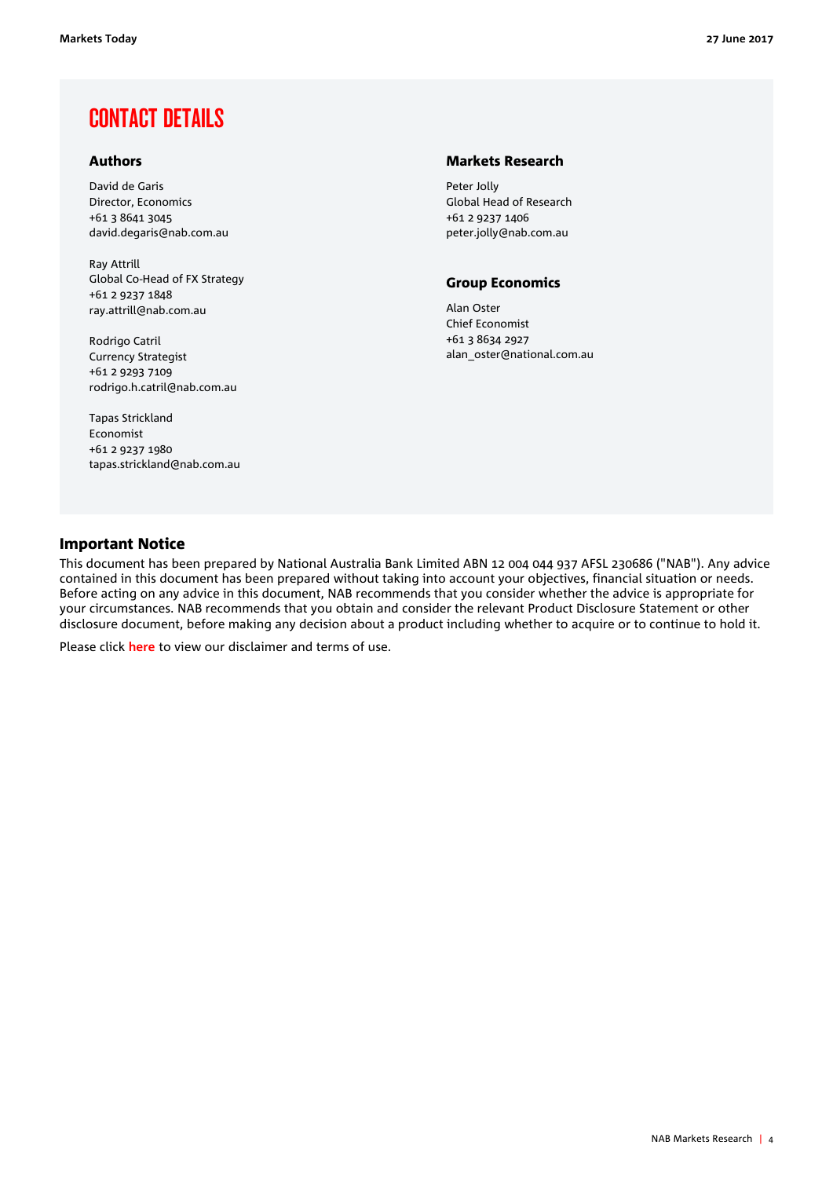# CONTACT DETAILS

### Authors

David de Garis
Director, Economics
+61 3 8641 3045
david.degaris@nab.com.au

Ray Attrill
Global Co-Head of FX Strategy
+61 2 9237 1848
ray.attrill@nab.com.au

Rodrigo Catril
Currency Strategist
+61 2 9293 7109
rodrigo.h.catril@nab.com.au

Tapas Strickland
Economist
+61 2 9237 1980
tapas.strickland@nab.com.au

### Markets Research

Peter Jolly
Global Head of Research
+61 2 9237 1406
peter.jolly@nab.com.au

### Group Economics

Alan Oster
Chief Economist
+61 3 8634 2927
alan_oster@national.com.au

### Important Notice

This document has been prepared by National Australia Bank Limited ABN 12 004 044 937 AFSL 230686 ("NAB"). Any advice contained in this document has been prepared without taking into account your objectives, financial situation or needs. Before acting on any advice in this document, NAB recommends that you consider whether the advice is appropriate for your circumstances. NAB recommends that you obtain and consider the relevant Product Disclosure Statement or other disclosure document, before making any decision about a product including whether to acquire or to continue to hold it.

Please click **here** to view our disclaimer and terms of use.